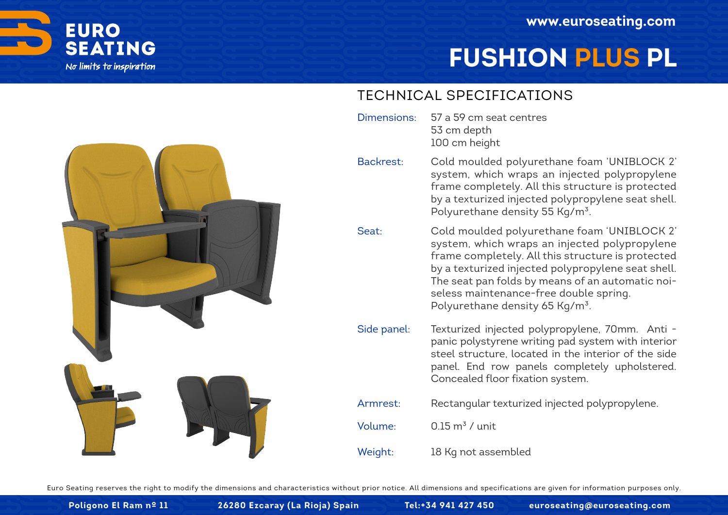# EURO SEATING

*No limits to inspiration*

www.euroseating.com

# FUSHION PLUS PL

## TECHNICAL SPECIFICATIONS

**Dimensions:** 57 a 59 cm seat centres
53 cm depth
100 cm height

**Backrest:** Cold moulded polyurethane foam 'UNIBLOCK 2' system, which wraps an injected polypropylene frame completely. All this structure is protected by a texturized injected polypropylene seat shell. Polyurethane density 55 Kg/m$^3$.

**Seat:** Cold moulded polyurethane foam 'UNIBLOCK 2' system, which wraps an injected polypropylene frame completely. All this structure is protected by a texturized injected polypropylene seat shell. The seat pan folds by means of an automatic noiseless maintenance-free double spring. Polyurethane density 65 Kg/m$^3$.

**Side panel:** Texturized injected polypropylene, 70mm. Anti - panic polystyrene writing pad system with interior steel structure, located in the interior of the side panel. End row panels completely upholstered. Concealed floor fixation system.

**Armrest:** Rectangular texturized injected polypropylene.

**Volume:** 0.15 m$^3$ / unit

**Weight:** 18 Kg not assembled

Euro Seating reserves the right to modify the dimensions and characteristics without prior notice. All dimensions and specifications are given for information purposes only.

Polígono El Ram nº 11 | 26280 Ezcaray (La Rioja) Spain | Tel:+34 941 427 450 | euroseating@euroseating.com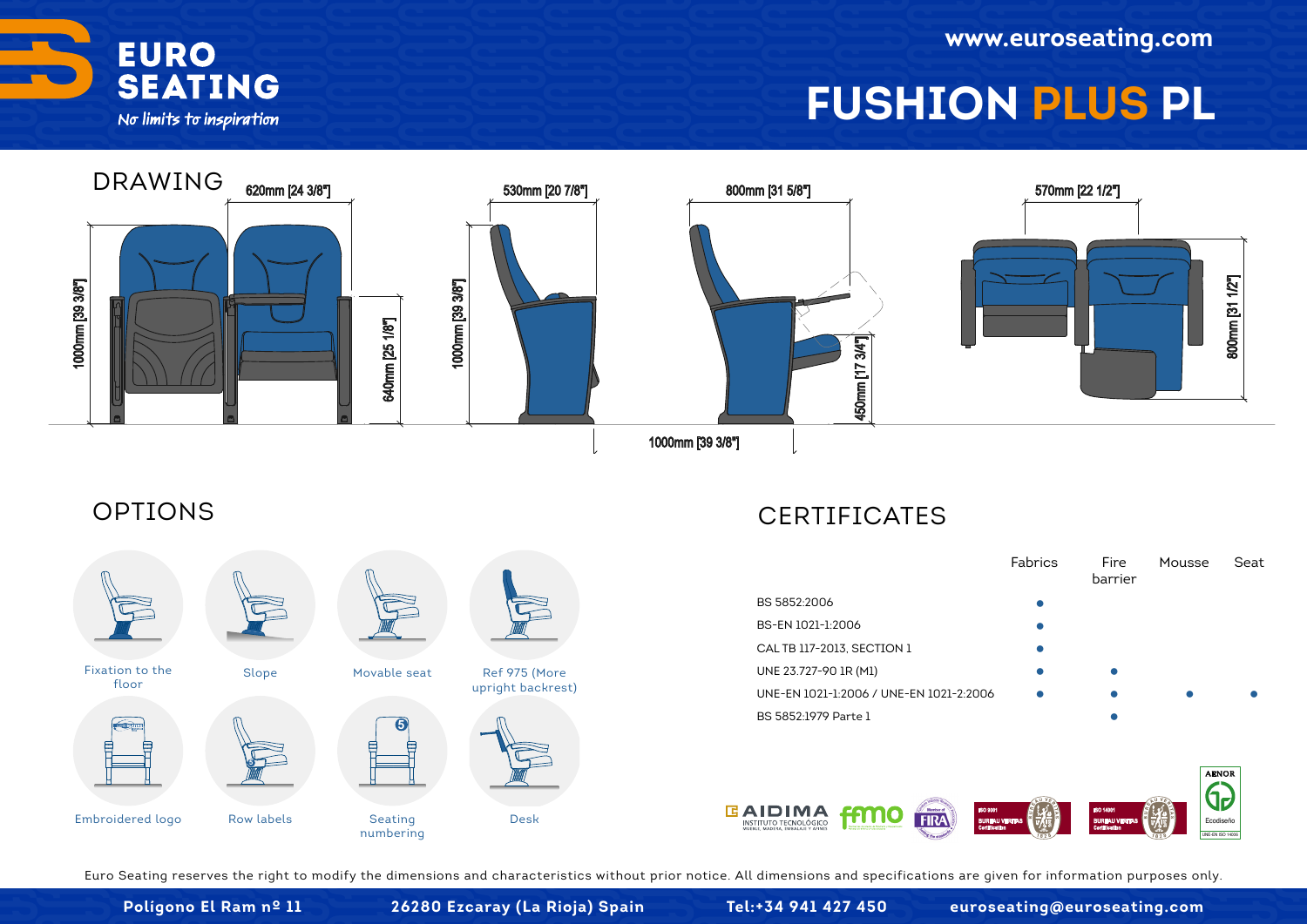EURO SEATING

No limits to inspiration

www.euroseating.com

# FUSHION PLUS PL

## DRAWING

620mm [24 3/8"]

1000mm [39 3/8"]

640mm [25 1/8"]

530mm [20 7/8"]

1000mm [39 3/8"]

800mm [31 5/8"]

450mm [17 3/4"]

1000mm [39 3/8"]

570mm [22 1/2"]

800mm [31 1/2"]

## OPTIONS

Fixation to the floor

Slope

Movable seat

Ref 975 (More upright backrest)

Embroidered logo

Row labels

Seating numbering

Desk

## CERTIFICATES

| | Fabrics | Fire barrier | Mousse | Seat |
|---|---|---|---|---|
| BS 5852:2006 | ● | | | |
| BS-EN 1021-1:2006 | ● | | | |
| CAL TB 117-2013, SECTION 1 | ● | | | |
| UNE 23.727-90 1R (M1) | ● | ● | | |
| UNE-EN 1021-1:2006 / UNE-EN 1021-2:2006 | ● | ● | ● | ● |
| BS 5852:1979 Parte 1 | | ● | | |

AIDIMA INSTITUTO TECNOLÓGICO

ffmo

FIRA

ISO 9001 BUREAU VERITAS Certification

ISO 14001 BUREAU VERITAS Certification

AENOR Ecodiseño UNE-EN ISO 14006

Euro Seating reserves the right to modify the dimensions and characteristics without prior notice. All dimensions and specifications are given for information purposes only.

**Polígono El Ram nº 11** **26280 Ezcaray (La Rioja) Spain** **Tel:+34 941 427 450** **euroseating@euroseating.com**